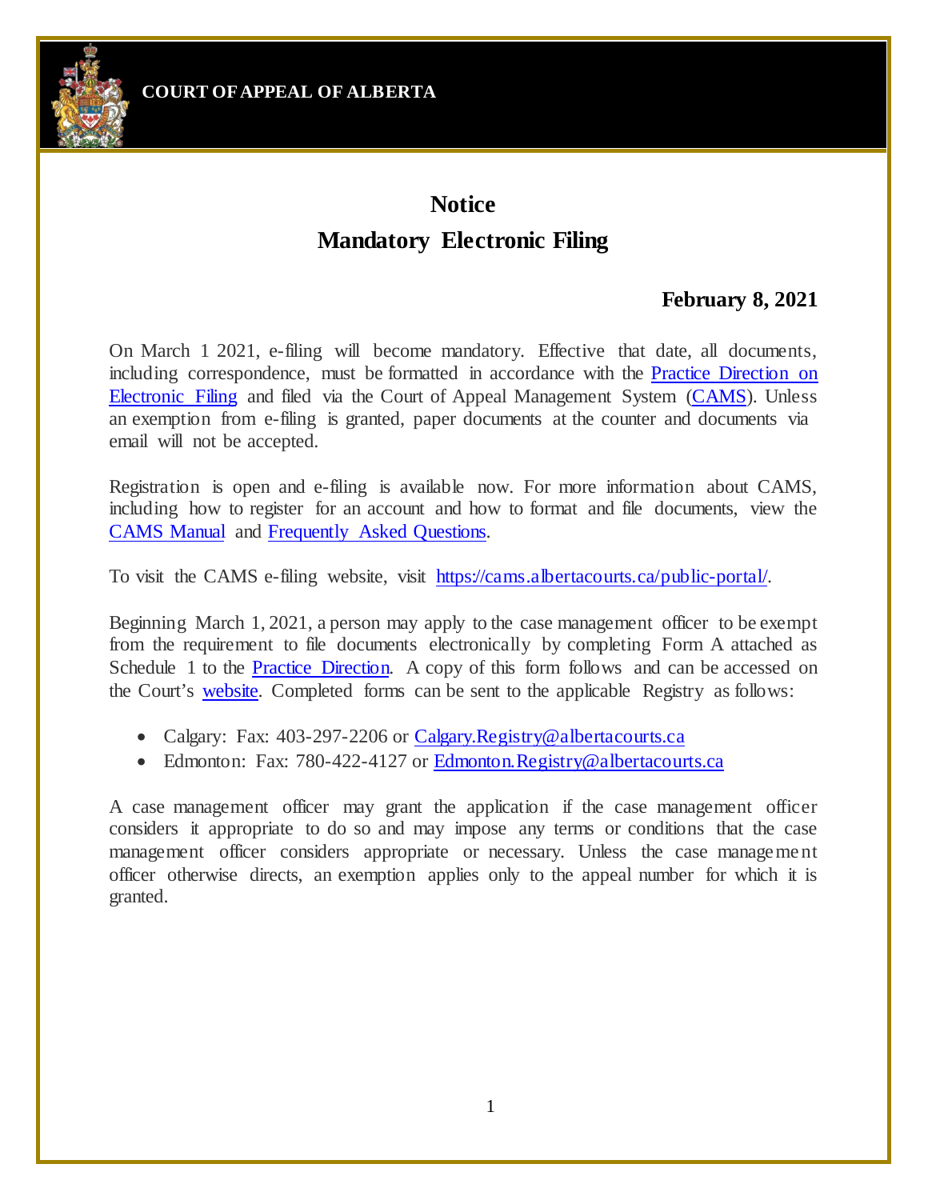**COURT OF APPEAL OF ALBERTA**

# Notice
# Mandatory Electronic Filing

**February 8, 2021**

On March 1 2021, e-filing will become mandatory. Effective that date, all documents, including correspondence, must be formatted in accordance with the [Practice Direction on Electronic Filing]() and filed via the Court of Appeal Management System ([CAMS]()). Unless an exemption from e-filing is granted, paper documents at the counter and documents via email will not be accepted.

Registration is open and e-filing is available now. For more information about CAMS, including how to register for an account and how to format and file documents, view the [CAMS Manual]() and [Frequently Asked Questions]().

To visit the CAMS e-filing website, visit [https://cams.albertacourts.ca/public-portal/](https://cams.albertacourts.ca/public-portal/).

Beginning March 1, 2021, a person may apply to the case management officer to be exempt from the requirement to file documents electronically by completing Form A attached as Schedule 1 to the [Practice Direction](). A copy of this form follows and can be accessed on the Court's [website](). Completed forms can be sent to the applicable Registry as follows:

- Calgary: Fax: 403-297-2206 or [Calgary.Registry@albertacourts.ca](mailto:Calgary.Registry@albertacourts.ca)
- Edmonton: Fax: 780-422-4127 or [Edmonton.Registry@albertacourts.ca](mailto:Edmonton.Registry@albertacourts.ca)

A case management officer may grant the application if the case management officer considers it appropriate to do so and may impose any terms or conditions that the case management officer considers appropriate or necessary. Unless the case management officer otherwise directs, an exemption applies only to the appeal number for which it is granted.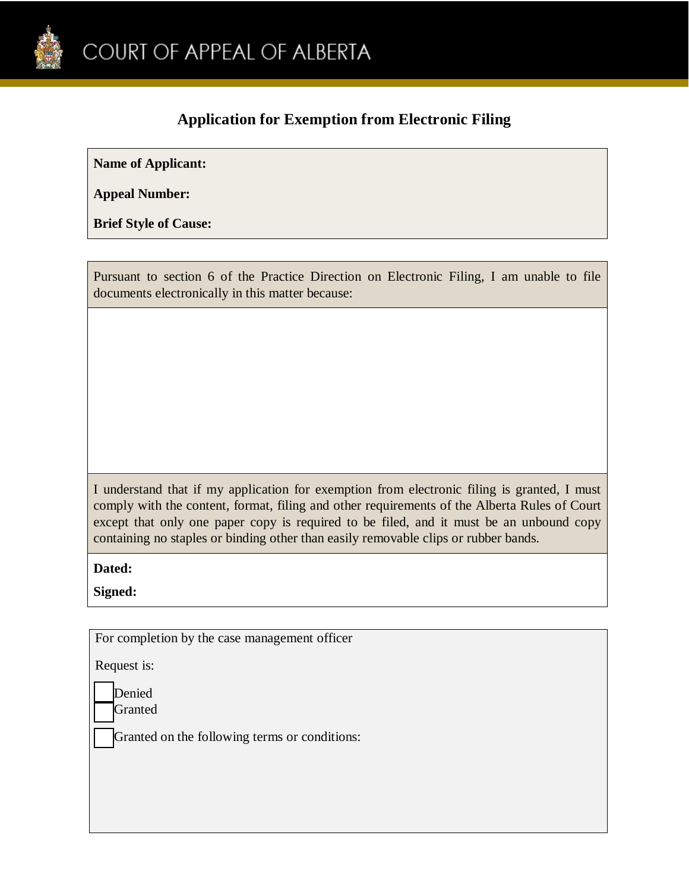# COURT OF APPEAL OF ALBERTA

## Application for Exemption from Electronic Filing

**Name of Applicant:**

**Appeal Number:**

**Brief Style of Cause:**

Pursuant to section 6 of the Practice Direction on Electronic Filing, I am unable to file documents electronically in this matter because:

I understand that if my application for exemption from electronic filing is granted, I must comply with the content, format, filing and other requirements of the Alberta Rules of Court except that only one paper copy is required to be filed, and it must be an unbound copy containing no staples or binding other than easily removable clips or rubber bands.

**Dated:**

**Signed:**

For completion by the case management officer

Request is:

- [ ] Denied
- [ ] Granted
- [ ] Granted on the following terms or conditions: